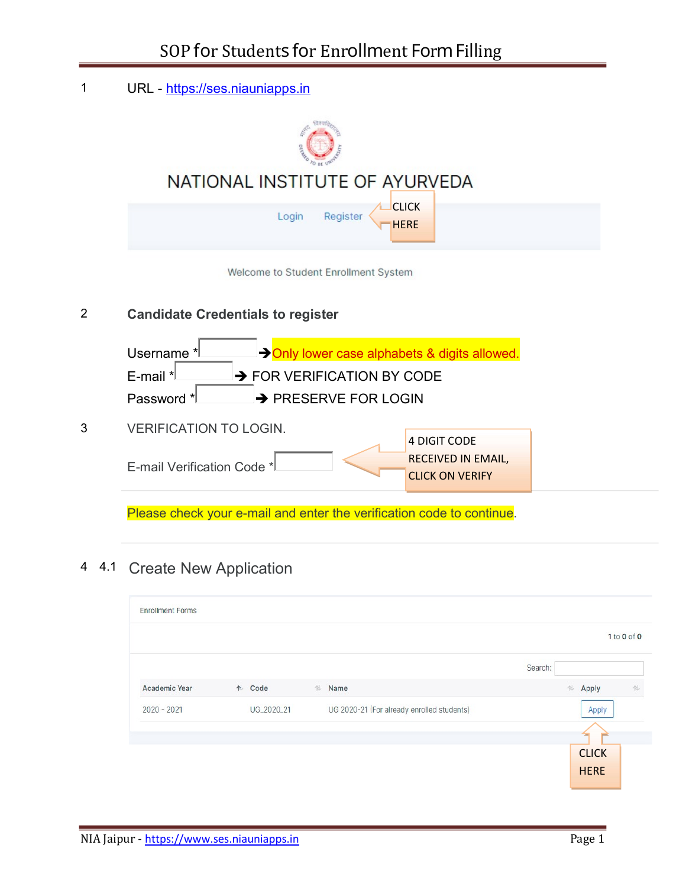# SOP for Students for Enrollment Form Filling

1 URL - https://ses.niauniapps.in

NATIONAL INSTITUTE OF AYURVEDA

Login Register ← CLICK HERE

Welcome to Student Enrollment System

2 **Candidate Credentials to register**

Username * → Only lower case alphabets & digits allowed.

E-mail * → FOR VERIFICATION BY CODE

Password * → PRESERVE FOR LOGIN

3 VERIFICATION TO LOGIN.

E-mail Verification Code * ← 4 DIGIT CODE RECEIVED IN EMAIL, CLICK ON VERIFY

Please check your e-mail and enter the verification code to continue.

4 4.1 Create New Application

Enrollment Forms

1 to 0 of 0

Search:

| Academic Year | Code | Name | Apply |
|---|---|---|---|
| 2020 - 2021 | UG_2020_21 | UG 2020-21 (For already enrolled students) | Apply |

↑ CLICK HERE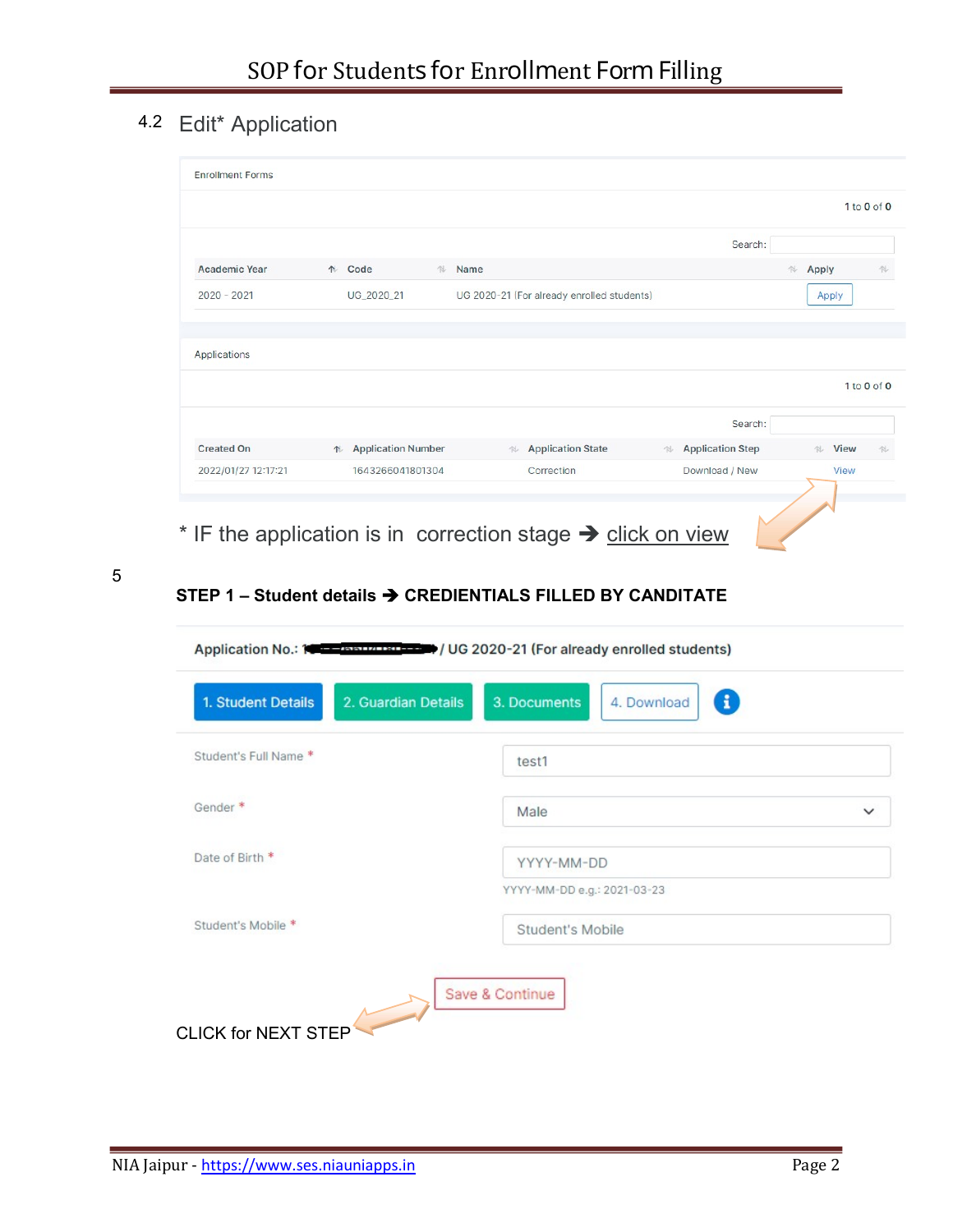## 4.2 Edit* Application

Enrollment Forms

1 to 0 of 0

Search:

| Academic Year | Code | Name | Apply |
|---|---|---|---|
| 2020 - 2021 | UG_2020_21 | UG 2020-21 (For already enrolled students) | Apply |

Applications

1 to 0 of 0

Search:

| Created On | Application Number | Application State | Application Step | View |
|---|---|---|---|---|
| 2022/01/27 12:17:21 | 1643266041801304 | Correction | Download / New | View |

\* IF the application is in correction stage ➔ click on view

## 5

### STEP 1 – Student details ➔ CREDIENTIALS FILLED BY CANDITATE

**Application No.: / UG 2020-21 (For already enrolled students)**

1. Student Details | 2. Guardian Details | 3. Documents | 4. Download

| | |
|---|---|
| Student's Full Name * | test1 |
| Gender * | Male |
| Date of Birth * | YYYY-MM-DD (YYYY-MM-DD e.g.: 2021-03-23) |
| Student's Mobile * | Student's Mobile |

Save & Continue

CLICK for NEXT STEP

NIA Jaipur - https://www.ses.niauniapps.in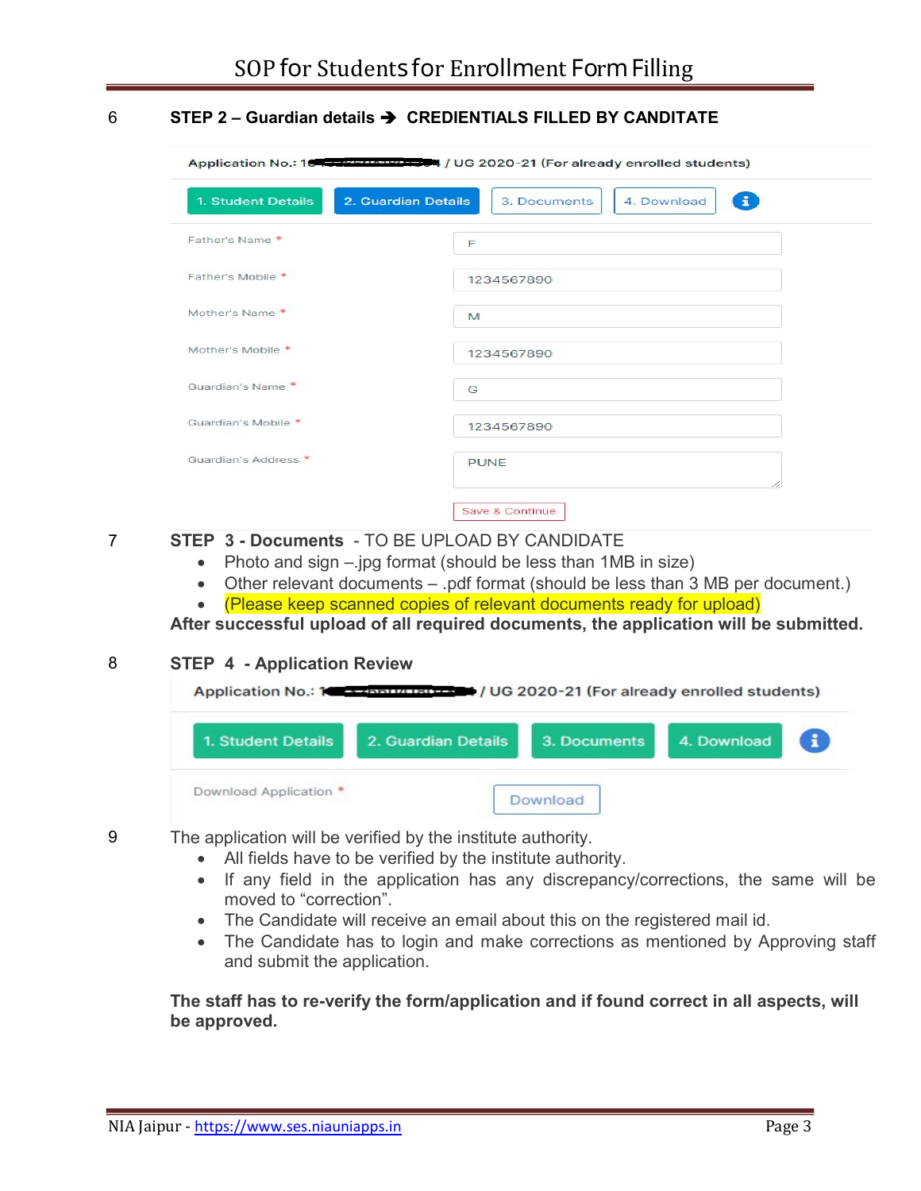6 **STEP 2 – Guardian details ➔ CREDIENTIALS FILLED BY CANDITATE**

Application No.: 1 / UG 2020-21 (For already enrolled students)

1. Student Details 2. Guardian Details 3. Documents 4. Download

| | |
|---|---|
| Father's Name * | F |
| Father's Mobile * | 1234567890 |
| Mother's Name * | M |
| Mother's Mobile * | 1234567890 |
| Guardian's Name * | G |
| Guardian's Mobile * | 1234567890 |
| Guardian's Address * | PUNE |

Save & Continue

7 **STEP 3 - Documents** - TO BE UPLOAD BY CANDIDATE

- Photo and sign –.jpg format (should be less than 1MB in size)
- Other relevant documents – .pdf format (should be less than 3 MB per document.)
- (Please keep scanned copies of relevant documents ready for upload)

**After successful upload of all required documents, the application will be submitted.**

8 **STEP 4 - Application Review**

Application No.: 1 / UG 2020-21 (For already enrolled students)

1. Student Details 2. Guardian Details 3. Documents 4. Download

Download Application * Download

9 The application will be verified by the institute authority.

- All fields have to be verified by the institute authority.
- If any field in the application has any discrepancy/corrections, the same will be moved to "correction".
- The Candidate will receive an email about this on the registered mail id.
- The Candidate has to login and make corrections as mentioned by Approving staff and submit the application.

**The staff has to re-verify the form/application and if found correct in all aspects, will be approved.**